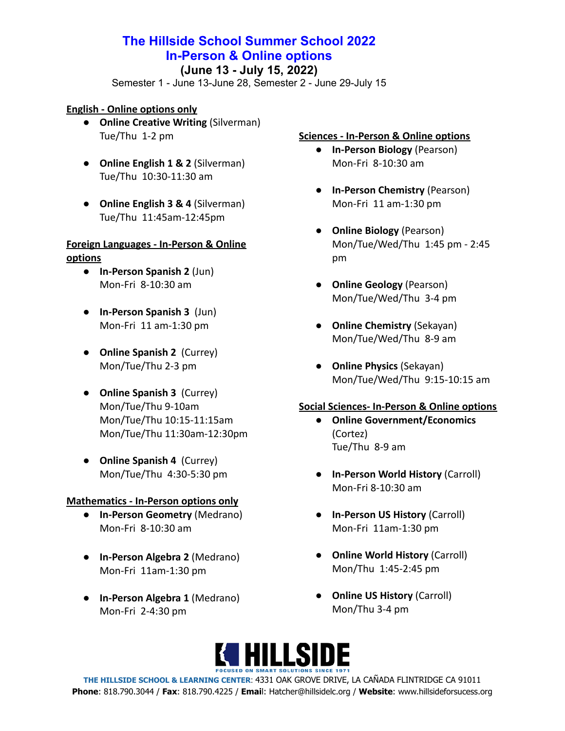# The Hillside School Summer School 2022
# In-Person & Online options

**(June 13 - July 15, 2022)**

Semester 1 - June 13-June 28, Semester 2 - June 29-July 15

**English - Online options only**

- **Online Creative Writing** (Silverman)
  Tue/Thu 1-2 pm
- **Online English 1 & 2** (Silverman)
  Tue/Thu 10:30-11:30 am
- **Online English 3 & 4** (Silverman)
  Tue/Thu 11:45am-12:45pm

**Foreign Languages - In-Person & Online options**

- **In-Person Spanish 2** (Jun)
  Mon-Fri 8-10:30 am
- **In-Person Spanish 3** (Jun)
  Mon-Fri 11 am-1:30 pm
- **Online Spanish 2** (Currey)
  Mon/Tue/Thu 2-3 pm
- **Online Spanish 3** (Currey)
  Mon/Tue/Thu 9-10am
  Mon/Tue/Thu 10:15-11:15am
  Mon/Tue/Thu 11:30am-12:30pm
- **Online Spanish 4** (Currey)
  Mon/Tue/Thu 4:30-5:30 pm

**Mathematics - In-Person options only**

- **In-Person Geometry** (Medrano)
  Mon-Fri 8-10:30 am
- **In-Person Algebra 2** (Medrano)
  Mon-Fri 11am-1:30 pm
- **In-Person Algebra 1** (Medrano)
  Mon-Fri 2-4:30 pm

**Sciences - In-Person & Online options**

- **In-Person Biology** (Pearson)
  Mon-Fri 8-10:30 am
- **In-Person Chemistry** (Pearson)
  Mon-Fri 11 am-1:30 pm
- **Online Biology** (Pearson)
  Mon/Tue/Wed/Thu 1:45 pm - 2:45 pm
- **Online Geology** (Pearson)
  Mon/Tue/Wed/Thu 3-4 pm
- **Online Chemistry** (Sekayan)
  Mon/Tue/Wed/Thu 8-9 am
- **Online Physics** (Sekayan)
  Mon/Tue/Wed/Thu 9:15-10:15 am

**Social Sciences- In-Person & Online options**

- **Online Government/Economics** (Cortez)
  Tue/Thu 8-9 am
- **In-Person World History** (Carroll)
  Mon-Fri 8-10:30 am
- **In-Person US History** (Carroll)
  Mon-Fri 11am-1:30 pm
- **Online World History** (Carroll)
  Mon/Thu 1:45-2:45 pm
- **Online US History** (Carroll)
  Mon/Thu 3-4 pm

HILLSIDE
FOCUSED ON SMART SOLUTIONS SINCE 1971

**THE HILLSIDE SCHOOL & LEARNING CENTER**: 4331 OAK GROVE DRIVE, LA CAÑADA FLINTRIDGE CA 91011
**Phone**: 818.790.3044 / **Fax**: 818.790.4225 / **Email**: Hatcher@hillsidelc.org / **Website**: www.hillsideforsucess.org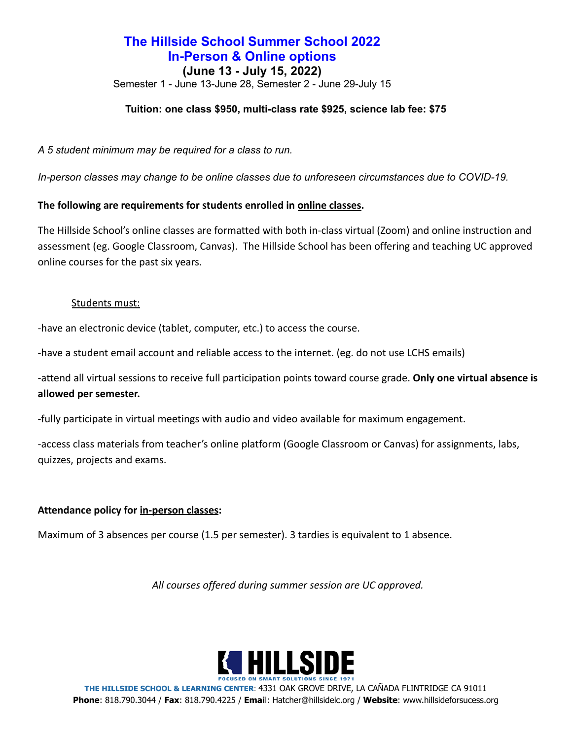# The Hillside School Summer School 2022
## In-Person & Online options

**(June 13 - July 15, 2022)**

Semester 1 - June 13-June 28, Semester 2 - June 29-July 15

**Tuition: one class $950, multi-class rate $925, science lab fee: $75**

*A 5 student minimum may be required for a class to run.*

*In-person classes may change to be online classes due to unforeseen circumstances due to COVID-19.*

**The following are requirements for students enrolled in online classes.**

The Hillside School's online classes are formatted with both in-class virtual (Zoom) and online instruction and assessment (eg. Google Classroom, Canvas). The Hillside School has been offering and teaching UC approved online courses for the past six years.

Students must:

-have an electronic device (tablet, computer, etc.) to access the course.

-have a student email account and reliable access to the internet. (eg. do not use LCHS emails)

-attend all virtual sessions to receive full participation points toward course grade. **Only one virtual absence is allowed per semester.**

-fully participate in virtual meetings with audio and video available for maximum engagement.

-access class materials from teacher's online platform (Google Classroom or Canvas) for assignments, labs, quizzes, projects and exams.

**Attendance policy for in-person classes:**

Maximum of 3 absences per course (1.5 per semester). 3 tardies is equivalent to 1 absence.

*All courses offered during summer session are UC approved.*

HILLSIDE

FOCUSED ON SMART SOLUTIONS SINCE 1971

**THE HILLSIDE SCHOOL & LEARNING CENTER**: 4331 OAK GROVE DRIVE, LA CAÑADA FLINTRIDGE CA 91011

**Phone**: 818.790.3044 / **Fax**: 818.790.4225 / **Email**: Hatcher@hillsidelc.org / **Website**: www.hillsideforsucess.org